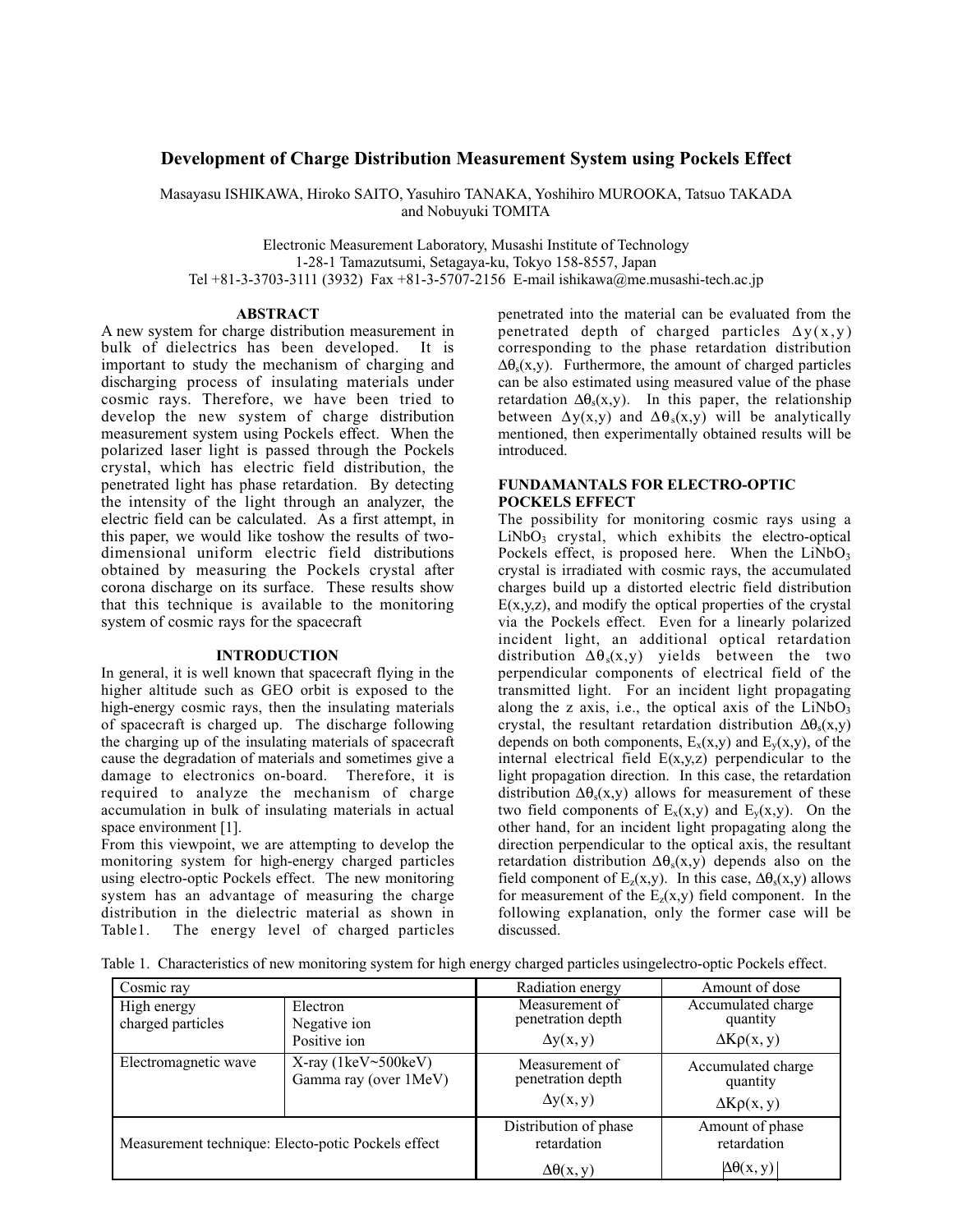# Development of Charge Distribution Measurement System using Pockels Effect

Masayasu ISHIKAWA, Hiroko SAITO, Yasuhiro TANAKA, Yoshihiro MUROOKA, Tatsuo TAKADA and Nobuyuki TOMITA

Electronic Measurement Laboratory, Musashi Institute of Technology
1-28-1 Tamazutsumi, Setagaya-ku, Tokyo 158-8557, Japan
Tel +81-3-3703-3111 (3932) Fax +81-3-5707-2156 E-mail ishikawa@me.musashi-tech.ac.jp

## ABSTRACT

A new system for charge distribution measurement in bulk of dielectrics has been developed. It is important to study the mechanism of charging and discharging process of insulating materials under cosmic rays. Therefore, we have been tried to develop the new system of charge distribution measurement system using Pockels effect. When the polarized laser light is passed through the Pockels crystal, which has electric field distribution, the penetrated light has phase retardation. By detecting the intensity of the light through an analyzer, the electric field can be calculated. As a first attempt, in this paper, we would like toshow the results of two-dimensional uniform electric field distributions obtained by measuring the Pockels crystal after corona discharge on its surface. These results show that this technique is available to the monitoring system of cosmic rays for the spacecraft

## INTRODUCTION

In general, it is well known that spacecraft flying in the higher altitude such as GEO orbit is exposed to the high-energy cosmic rays, then the insulating materials of spacecraft is charged up. The discharge following the charging up of the insulating materials of spacecraft cause the degradation of materials and sometimes give a damage to electronics on-board. Therefore, it is required to analyze the mechanism of charge accumulation in bulk of insulating materials in actual space environment [1].

From this viewpoint, we are attempting to develop the monitoring system for high-energy charged particles using electro-optic Pockels effect. The new monitoring system has an advantage of measuring the charge distribution in the dielectric material as shown in Table1. The energy level of charged particles penetrated into the material can be evaluated from the penetrated depth of charged particles $\Delta y(x,y)$ corresponding to the phase retardation distribution $\Delta\theta_s(x,y)$. Furthermore, the amount of charged particles can be also estimated using measured value of the phase retardation $\Delta\theta_s(x,y)$. In this paper, the relationship between $\Delta y(x,y)$ and $\Delta\theta_s(x,y)$ will be analytically mentioned, then experimentally obtained results will be introduced.

## FUNDAMANTALS FOR ELECTRO-OPTIC POCKELS EFFECT

The possibility for monitoring cosmic rays using a $LiNbO_3$ crystal, which exhibits the electro-optical Pockels effect, is proposed here. When the $LiNbO_3$ crystal is irradiated with cosmic rays, the accumulated charges build up a distorted electric field distribution $E(x,y,z)$, and modify the optical properties of the crystal via the Pockels effect. Even for a linearly polarized incident light, an additional optical retardation distribution $\Delta\theta_s(x,y)$ yields between the two perpendicular components of electrical field of the transmitted light. For an incident light propagating along the z axis, i.e., the optical axis of the $LiNbO_3$ crystal, the resultant retardation distribution $\Delta\theta_s(x,y)$ depends on both components, $E_x(x,y)$ and $E_y(x,y)$, of the internal electrical field $E(x,y,z)$ perpendicular to the light propagation direction. In this case, the retardation distribution $\Delta\theta_s(x,y)$ allows for measurement of these two field components of $E_x(x,y)$ and $E_y(x,y)$. On the other hand, for an incident light propagating along the direction perpendicular to the optical axis, the resultant retardation distribution $\Delta\theta_s(x,y)$ depends also on the field component of $E_z(x,y)$. In this case, $\Delta\theta_s(x,y)$ allows for measurement of the $E_z(x,y)$ field component. In the following explanation, only the former case will be discussed.

Table 1. Characteristics of new monitoring system for high energy charged particles usingelectro-optic Pockels effect.

| Cosmic ray | | Radiation energy | Amount of dose |
|---|---|---|---|
| High energy charged particles | Electron<br>Negative ion<br>Positive ion | Measurement of penetration depth<br>$\Delta y(x, y)$ | Accumulated charge quantity<br>$\Delta K\rho(x, y)$ |
| Electromagnetic wave | X-ray (1keV~500keV)<br>Gamma ray (over 1MeV) | Measurement of penetration depth<br>$\Delta y(x, y)$ | Accumulated charge quantity<br>$\Delta K\rho(x, y)$ |
| Measurement technique: Electo-potic Pockels effect | | Distribution of phase retardation<br>$\Delta\theta(x, y)$ | Amount of phase retardation<br>$\lvert\Delta\theta(x, y)\rvert$ |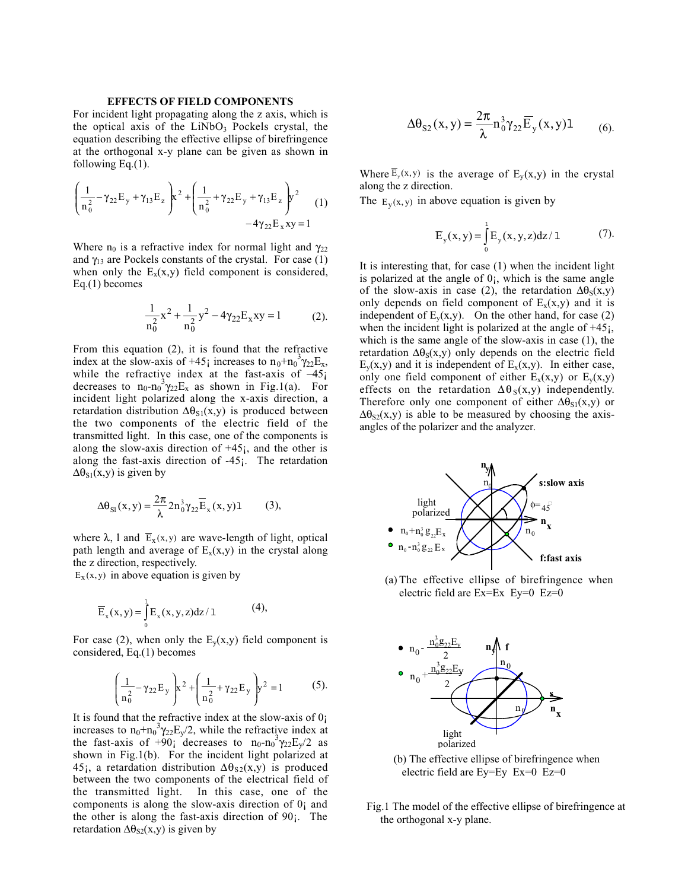### EFFECTS OF FIELD COMPONENTS

For incident light propagating along the z axis, which is the optical axis of the $LiNbO_3$ Pockels crystal, the equation describing the effective ellipse of birefringence at the orthogonal x-y plane can be given as shown in following Eq.(1).

$$\left(\frac{1}{n_0^2}-\gamma_{22}E_y+\gamma_{13}E_z\right)x^2+\left(\frac{1}{n_0^2}+\gamma_{22}E_y+\gamma_{13}E_z\right)y^2 -4\gamma_{22}E_x xy=1 \quad (1)$$

Where $n_0$ is a refractive index for normal light and $\gamma_{22}$ and $\gamma_{13}$ are Pockels constants of the crystal. For case (1) when only the $E_x(x,y)$ field component is considered, Eq.(1) becomes

$$\frac{1}{n_0^2}x^2+\frac{1}{n_0^2}y^2-4\gamma_{22}E_x xy=1 \quad (2).$$

From this equation (2), it is found that the refractive index at the slow-axis of +45¡ increases to $n_0+n_0^3\gamma_{22}E_x$, while the refractive index at the fast-axis of –45¡ decreases to $n_0-n_0^3\gamma_{22}E_x$ as shown in Fig.1(a). For incident light polarized along the x-axis direction, a retardation distribution $\Delta\theta_{S1}(x,y)$ is produced between the two components of the electric field of the transmitted light. In this case, one of the components is along the slow-axis direction of +45¡, and the other is along the fast-axis direction of -45¡. The retardation $\Delta\theta_{S1}(x,y)$ is given by

$$\Delta\theta_{S1}(x,y)=\frac{2\pi}{\lambda}2n_0^3\gamma_{22}\overline{E}_x(x,y)l \quad (3),$$

where $\lambda$, l and $\overline{E}_x(x,y)$ are wave-length of light, optical path length and average of $E_x(x,y)$ in the crystal along the z direction, respectively.

$E_x(x,y)$ in above equation is given by

$$\overline{E}_x(x,y)=\int_0^l E_x(x,y,z)dz/l \quad (4),$$

For case (2), when only the $E_y(x,y)$ field component is considered, Eq.(1) becomes

$$\left(\frac{1}{n_0^2}-\gamma_{22}E_y\right)x^2+\left(\frac{1}{n_0^2}+\gamma_{22}E_y\right)y^2=1 \quad (5).$$

It is found that the refractive index at the slow-axis of 0¡ increases to $n_0+n_0^3\gamma_{22}E_y/2$, while the refractive index at the fast-axis of +90¡ decreases to $n_0-n_0^3\gamma_{22}E_y/2$ as shown in Fig.1(b). For the incident light polarized at 45¡, a retardation distribution $\Delta\theta_{S2}(x,y)$ is produced between the two components of the electrical field of the transmitted light. In this case, one of the components is along the slow-axis direction of 0¡ and the other is along the fast-axis direction of 90¡. The retardation $\Delta\theta_{S2}(x,y)$ is given by

$$\Delta\theta_{S2}(x,y)=\frac{2\pi}{\lambda}n_0^3\gamma_{22}\overline{E}_y(x,y)l \quad (6).$$

Where $\overline{E}_y(x,y)$ is the average of $E_y(x,y)$ in the crystal along the z direction.

The $E_y(x,y)$ in above equation is given by

$$\overline{E}_y(x,y)=\int_0^l E_y(x,y,z)dz/l \quad (7).$$

It is interesting that, for case (1) when the incident light is polarized at the angle of 0¡, which is the same angle of the slow-axis in case (2), the retardation $\Delta\theta_S(x,y)$ only depends on field component of $E_x(x,y)$ and it is independent of $E_y(x,y)$. On the other hand, for case (2) when the incident light is polarized at the angle of +45¡, which is the same angle of the slow-axis in case (1), the retardation $\Delta\theta_S(x,y)$ only depends on the electric field $E_y(x,y)$ and it is independent of $E_x(x,y)$. In either case, only one field component of either $E_x(x,y)$ or $E_y(x,y)$ effects on the retardation $\Delta\theta_S(x,y)$ independently. Therefore only one component of either $\Delta\theta_{S1}(x,y)$ or $\Delta\theta_{S2}(x,y)$ is able to be measured by choosing the axis-angles of the polarizer and the analyzer.

(a) The effective ellipse of birefringence when electric field are Ex=Ex Ey=0 Ez=0

(b) The effective ellipse of birefringence when electric field are Ey=Ey Ex=0 Ez=0

Fig.1 The model of the effective ellipse of birefringence at the orthogonal x-y plane.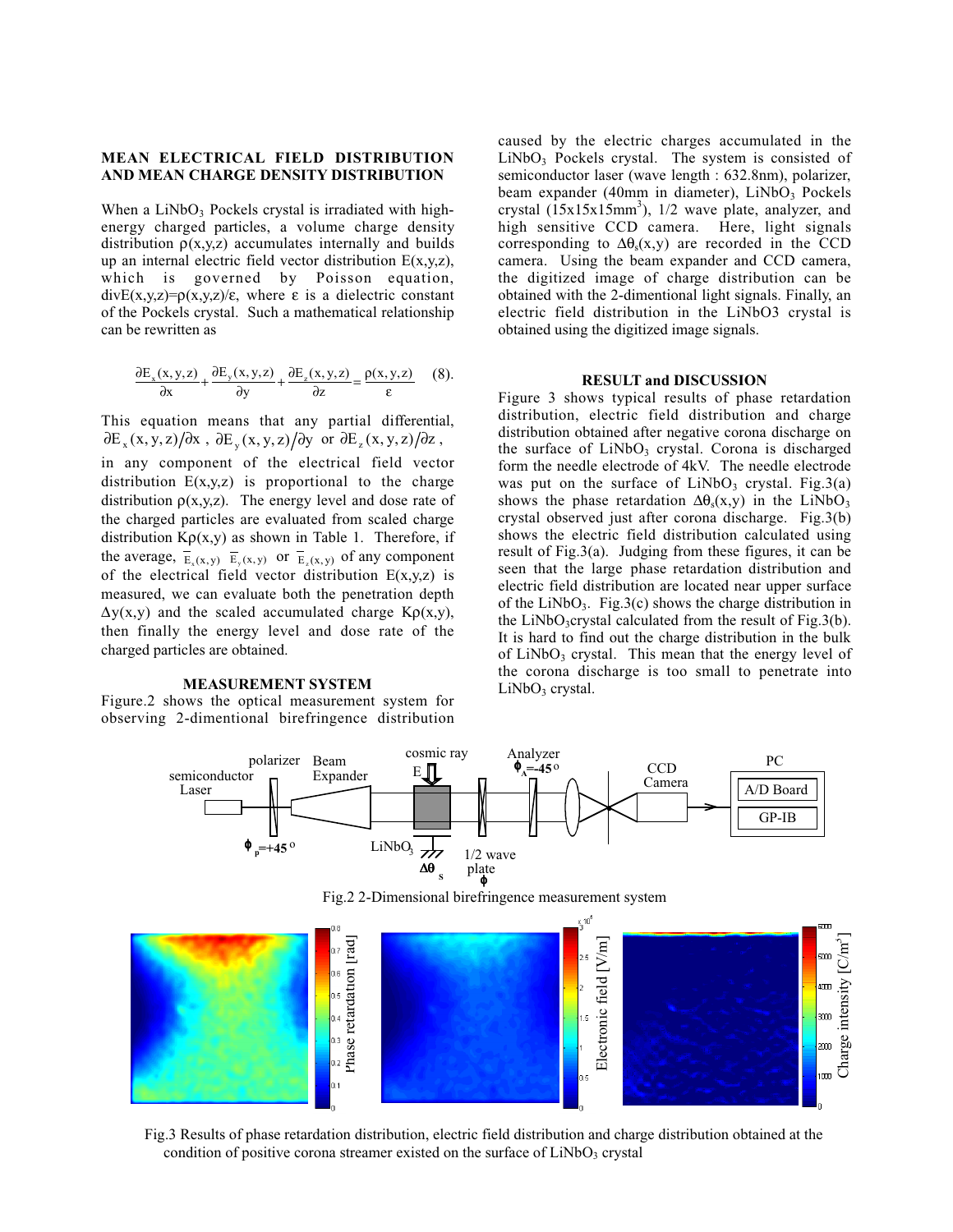### MEAN ELECTRICAL FIELD DISTRIBUTION AND MEAN CHARGE DENSITY DISTRIBUTION

When a $LiNbO_3$ Pockels crystal is irradiated with high-energy charged particles, a volume charge density distribution $\rho(x,y,z)$ accumulates internally and builds up an internal electric field vector distribution $E(x,y,z)$, which is governed by Poisson equation, $\mathrm{div}E(x,y,z)=\rho(x,y,z)/\varepsilon$, where $\varepsilon$ is a dielectric constant of the Pockels crystal. Such a mathematical relationship can be rewritten as

$$\frac{\partial E_x(x,y,z)}{\partial x}+\frac{\partial E_y(x,y,z)}{\partial y}+\frac{\partial E_z(x,y,z)}{\partial z}=\frac{\rho(x,y,z)}{\varepsilon} \quad (8).$$

This equation means that any partial differential, $\partial E_x(x,y,z)/\partial x$ , $\partial E_y(x,y,z)/\partial y$ or $\partial E_z(x,y,z)/\partial z$ , in any component of the electrical field vector distribution $E(x,y,z)$ is proportional to the charge distribution $\rho(x,y,z)$. The energy level and dose rate of the charged particles are evaluated from scaled charge distribution $K\rho(x,y)$ as shown in Table 1. Therefore, if the average, $\overline{E}_x(x,y)$ $\overline{E}_y(x,y)$ or $\overline{E}_z(x,y)$ of any component of the electrical field vector distribution $E(x,y,z)$ is measured, we can evaluate both the penetration depth $\Delta y(x,y)$ and the scaled accumulated charge $K\rho(x,y)$, then finally the energy level and dose rate of the charged particles are obtained.

### MEASUREMENT SYSTEM

Figure.2 shows the optical measurement system for observing 2-dimentional birefringence distribution caused by the electric charges accumulated in the $LiNbO_3$ Pockels crystal. The system is consisted of semiconductor laser (wave length : 632.8nm), polarizer, beam expander (40mm in diameter), $LiNbO_3$ Pockels crystal ($15\mathrm{x}15\mathrm{x}15\mathrm{mm}^3$), 1/2 wave plate, analyzer, and high sensitive CCD camera. Here, light signals corresponding to $\Delta\theta_s(x,y)$ are recorded in the CCD camera. Using the beam expander and CCD camera, the digitized image of charge distribution can be obtained with the 2-dimentional light signals. Finally, an electric field distribution in the LiNbO3 crystal is obtained using the digitized image signals.

### RESULT and DISCUSSION

Figure 3 shows typical results of phase retardation distribution, electric field distribution and charge distribution obtained after negative corona discharge on the surface of $LiNbO_3$ crystal. Corona is discharged form the needle electrode of 4kV. The needle electrode was put on the surface of $LiNbO_3$ crystal. Fig.3(a) shows the phase retardation $\Delta\theta_s(x,y)$ in the $LiNbO_3$ crystal observed just after corona discharge. Fig.3(b) shows the electric field distribution calculated using result of Fig.3(a). Judging from these figures, it can be seen that the large phase retardation distribution and electric field distribution are located near upper surface of the $LiNbO_3$. Fig.3(c) shows the charge distribution in the $LiNbO_3$crystal calculated from the result of Fig.3(b). It is hard to find out the charge distribution in the bulk of $LiNbO_3$ crystal. This mean that the energy level of the corona discharge is too small to penetrate into $LiNbO_3$ crystal.

Fig.2 2-Dimensional birefringence measurement system

Fig.3 Results of phase retardation distribution, electric field distribution and charge distribution obtained at the condition of positive corona streamer existed on the surface of $LiNbO_3$ crystal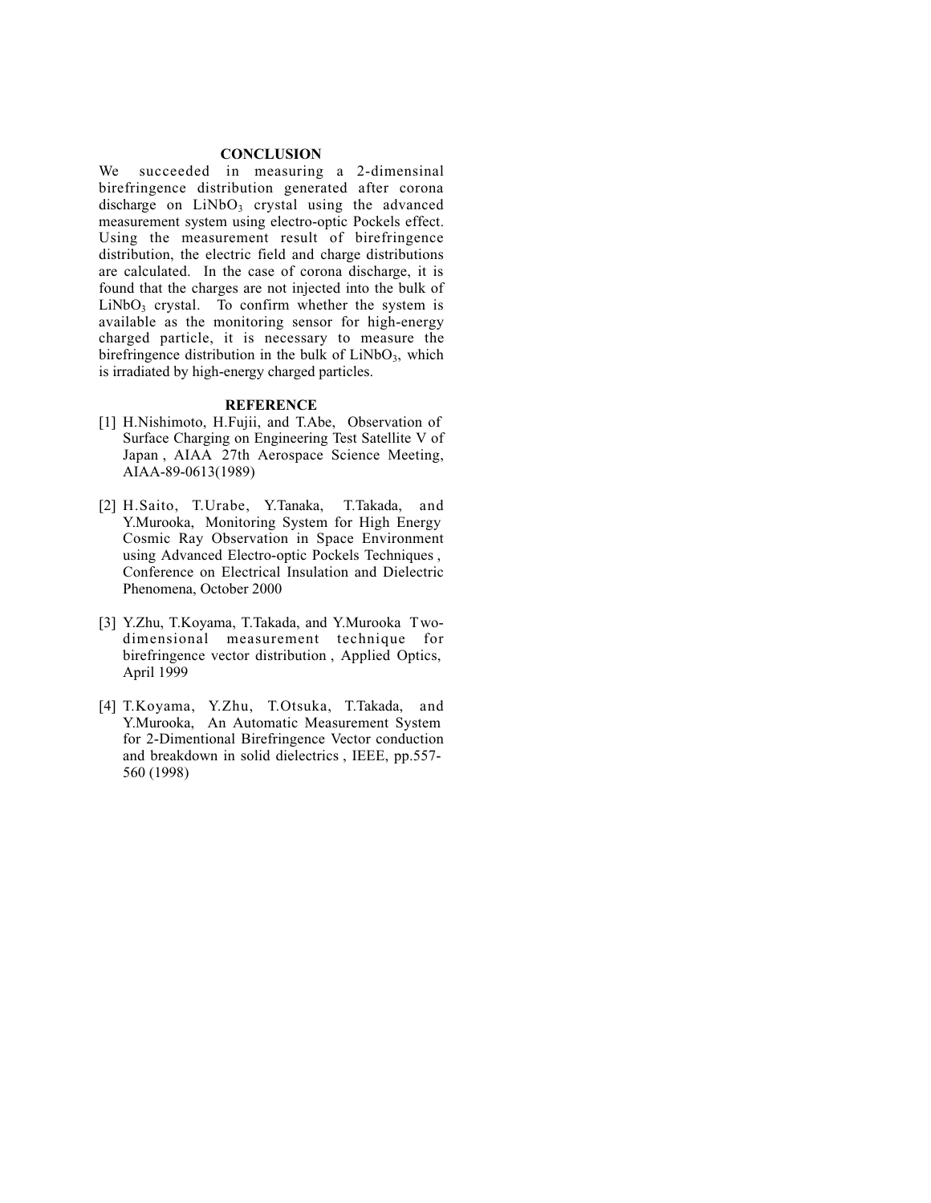## CONCLUSION

We succeeded in measuring a 2-dimensinal birefringence distribution generated after corona discharge on $LiNbO_3$ crystal using the advanced measurement system using electro-optic Pockels effect. Using the measurement result of birefringence distribution, the electric field and charge distributions are calculated. In the case of corona discharge, it is found that the charges are not injected into the bulk of $LiNbO_3$ crystal. To confirm whether the system is available as the monitoring sensor for high-energy charged particle, it is necessary to measure the birefringence distribution in the bulk of $LiNbO_3$, which is irradiated by high-energy charged particles.

## REFERENCE

[1] H.Nishimoto, H.Fujii, and T.Abe, Observation of Surface Charging on Engineering Test Satellite V of Japan , AIAA 27th Aerospace Science Meeting, AIAA-89-0613(1989)

[2] H.Saito, T.Urabe, Y.Tanaka, T.Takada, and Y.Murooka, Monitoring System for High Energy Cosmic Ray Observation in Space Environment using Advanced Electro-optic Pockels Techniques , Conference on Electrical Insulation and Dielectric Phenomena, October 2000

[3] Y.Zhu, T.Koyama, T.Takada, and Y.Murooka Two-dimensional measurement technique for birefringence vector distribution , Applied Optics, April 1999

[4] T.Koyama, Y.Zhu, T.Otsuka, T.Takada, and Y.Murooka, An Automatic Measurement System for 2-Dimentional Birefringence Vector conduction and breakdown in solid dielectrics , IEEE, pp.557-560 (1998)